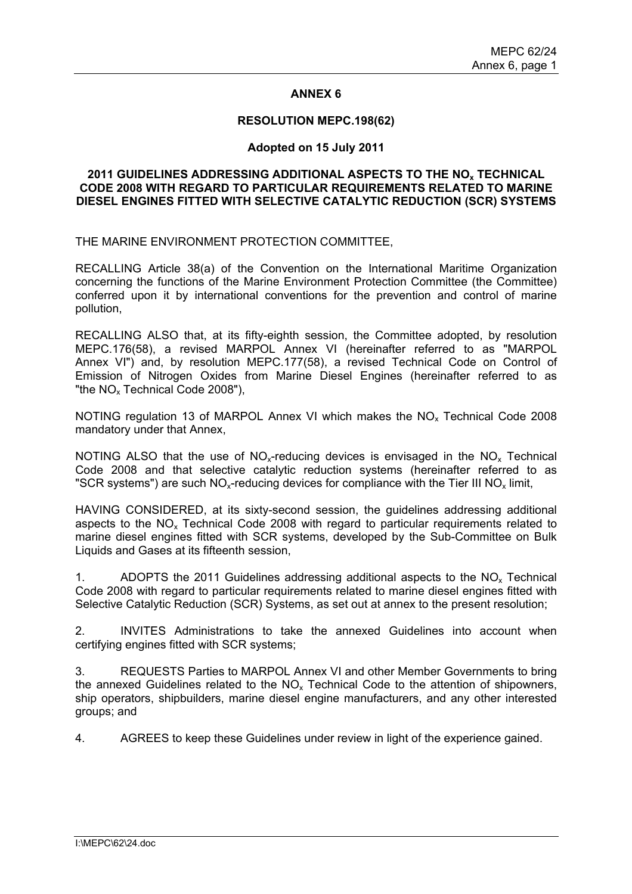# ANNEX 6

## RESOLUTION MEPC.198(62)

**Adopted on 15 July 2011**

## 2011 GUIDELINES ADDRESSING ADDITIONAL ASPECTS TO THE $NO_x$ TECHNICAL CODE 2008 WITH REGARD TO PARTICULAR REQUIREMENTS RELATED TO MARINE DIESEL ENGINES FITTED WITH SELECTIVE CATALYTIC REDUCTION (SCR) SYSTEMS

THE MARINE ENVIRONMENT PROTECTION COMMITTEE,

RECALLING Article 38(a) of the Convention on the International Maritime Organization concerning the functions of the Marine Environment Protection Committee (the Committee) conferred upon it by international conventions for the prevention and control of marine pollution,

RECALLING ALSO that, at its fifty-eighth session, the Committee adopted, by resolution MEPC.176(58), a revised MARPOL Annex VI (hereinafter referred to as "MARPOL Annex VI") and, by resolution MEPC.177(58), a revised Technical Code on Control of Emission of Nitrogen Oxides from Marine Diesel Engines (hereinafter referred to as "the $NO_x$ Technical Code 2008"),

NOTING regulation 13 of MARPOL Annex VI which makes the $NO_x$ Technical Code 2008 mandatory under that Annex,

NOTING ALSO that the use of $NO_x$-reducing devices is envisaged in the $NO_x$ Technical Code 2008 and that selective catalytic reduction systems (hereinafter referred to as "SCR systems") are such $NO_x$-reducing devices for compliance with the Tier III $NO_x$ limit,

HAVING CONSIDERED, at its sixty-second session, the guidelines addressing additional aspects to the $NO_x$ Technical Code 2008 with regard to particular requirements related to marine diesel engines fitted with SCR systems, developed by the Sub-Committee on Bulk Liquids and Gases at its fifteenth session,

1. ADOPTS the 2011 Guidelines addressing additional aspects to the $NO_x$ Technical Code 2008 with regard to particular requirements related to marine diesel engines fitted with Selective Catalytic Reduction (SCR) Systems, as set out at annex to the present resolution;

2. INVITES Administrations to take the annexed Guidelines into account when certifying engines fitted with SCR systems;

3. REQUESTS Parties to MARPOL Annex VI and other Member Governments to bring the annexed Guidelines related to the $NO_x$ Technical Code to the attention of shipowners, ship operators, shipbuilders, marine diesel engine manufacturers, and any other interested groups; and

4. AGREES to keep these Guidelines under review in light of the experience gained.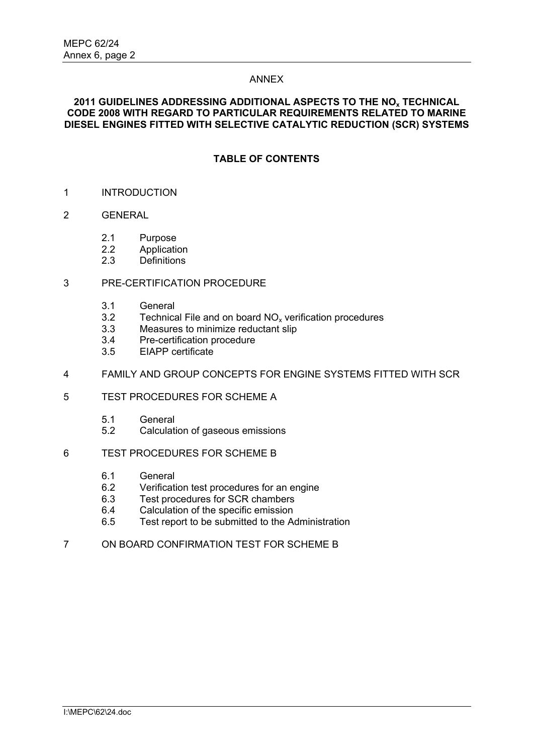ANNEX

# 2011 GUIDELINES ADDRESSING ADDITIONAL ASPECTS TO THE $NO_x$ TECHNICAL CODE 2008 WITH REGARD TO PARTICULAR REQUIREMENTS RELATED TO MARINE DIESEL ENGINES FITTED WITH SELECTIVE CATALYTIC REDUCTION (SCR) SYSTEMS

## TABLE OF CONTENTS

1 INTRODUCTION

2 GENERAL

- 2.1 Purpose
- 2.2 Application
- 2.3 Definitions

3 PRE-CERTIFICATION PROCEDURE

- 3.1 General
- 3.2 Technical File and on board $NO_x$ verification procedures
- 3.3 Measures to minimize reductant slip
- 3.4 Pre-certification procedure
- 3.5 EIAPP certificate

4 FAMILY AND GROUP CONCEPTS FOR ENGINE SYSTEMS FITTED WITH SCR

5 TEST PROCEDURES FOR SCHEME A

- 5.1 General
- 5.2 Calculation of gaseous emissions

6 TEST PROCEDURES FOR SCHEME B

- 6.1 General
- 6.2 Verification test procedures for an engine
- 6.3 Test procedures for SCR chambers
- 6.4 Calculation of the specific emission
- 6.5 Test report to be submitted to the Administration

7 ON BOARD CONFIRMATION TEST FOR SCHEME B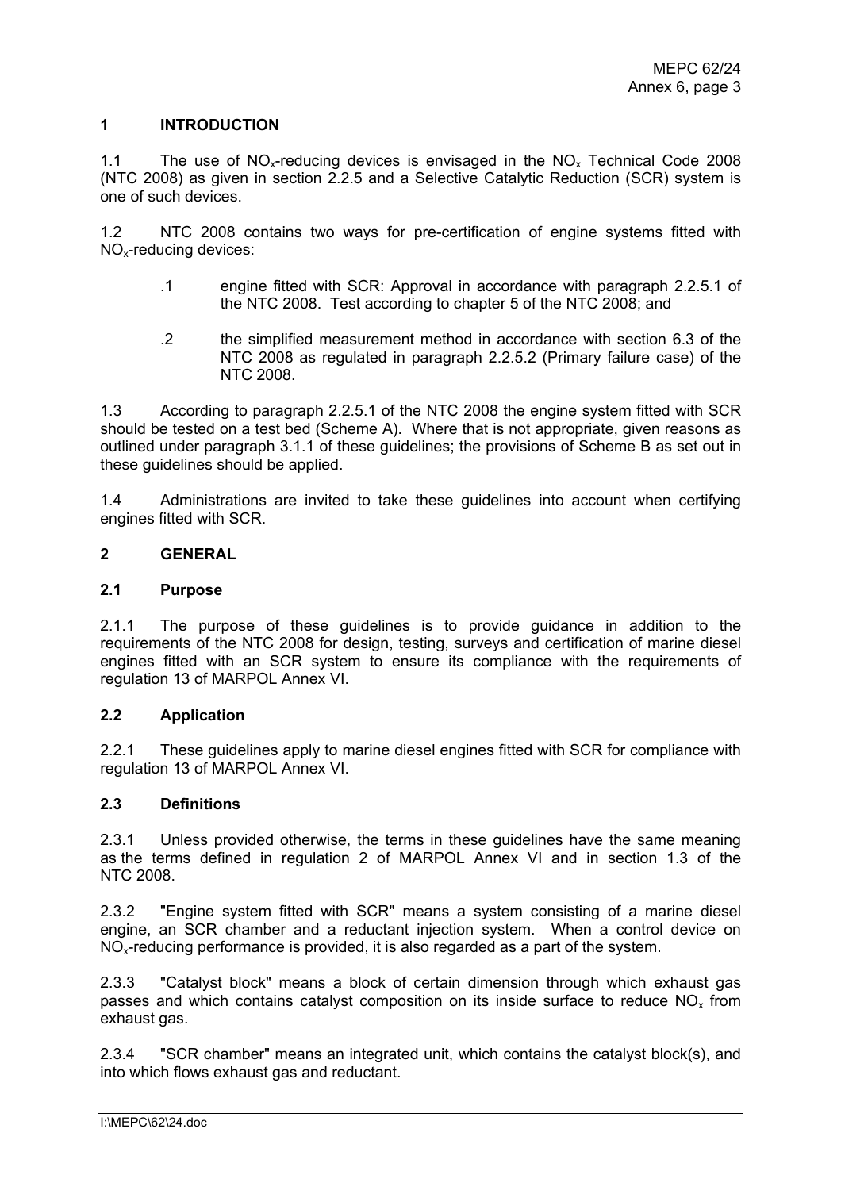## 1 INTRODUCTION

1.1 The use of $NO_x$-reducing devices is envisaged in the $NO_x$ Technical Code 2008 (NTC 2008) as given in section 2.2.5 and a Selective Catalytic Reduction (SCR) system is one of such devices.

1.2 NTC 2008 contains two ways for pre-certification of engine systems fitted with $NO_x$-reducing devices:

.1 engine fitted with SCR: Approval in accordance with paragraph 2.2.5.1 of the NTC 2008. Test according to chapter 5 of the NTC 2008; and

.2 the simplified measurement method in accordance with section 6.3 of the NTC 2008 as regulated in paragraph 2.2.5.2 (Primary failure case) of the NTC 2008.

1.3 According to paragraph 2.2.5.1 of the NTC 2008 the engine system fitted with SCR should be tested on a test bed (Scheme A). Where that is not appropriate, given reasons as outlined under paragraph 3.1.1 of these guidelines; the provisions of Scheme B as set out in these guidelines should be applied.

1.4 Administrations are invited to take these guidelines into account when certifying engines fitted with SCR.

## 2 GENERAL

### 2.1 Purpose

2.1.1 The purpose of these guidelines is to provide guidance in addition to the requirements of the NTC 2008 for design, testing, surveys and certification of marine diesel engines fitted with an SCR system to ensure its compliance with the requirements of regulation 13 of MARPOL Annex VI.

### 2.2 Application

2.2.1 These guidelines apply to marine diesel engines fitted with SCR for compliance with regulation 13 of MARPOL Annex VI.

### 2.3 Definitions

2.3.1 Unless provided otherwise, the terms in these guidelines have the same meaning as the terms defined in regulation 2 of MARPOL Annex VI and in section 1.3 of the NTC 2008.

2.3.2 "Engine system fitted with SCR" means a system consisting of a marine diesel engine, an SCR chamber and a reductant injection system. When a control device on $NO_x$-reducing performance is provided, it is also regarded as a part of the system.

2.3.3 "Catalyst block" means a block of certain dimension through which exhaust gas passes and which contains catalyst composition on its inside surface to reduce $NO_x$ from exhaust gas.

2.3.4 "SCR chamber" means an integrated unit, which contains the catalyst block(s), and into which flows exhaust gas and reductant.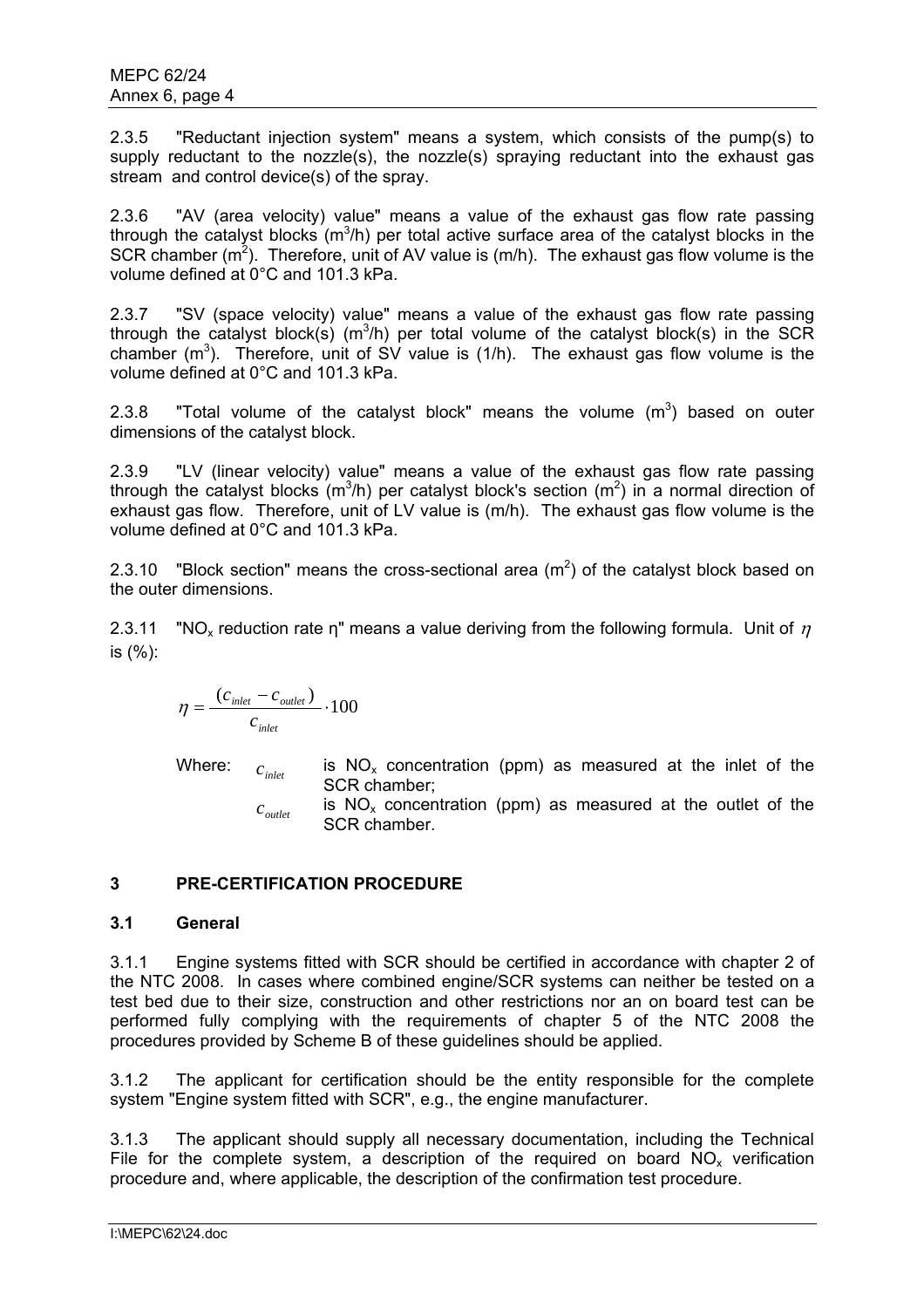2.3.5 "Reductant injection system" means a system, which consists of the pump(s) to supply reductant to the nozzle(s), the nozzle(s) spraying reductant into the exhaust gas stream and control device(s) of the spray.

2.3.6 "AV (area velocity) value" means a value of the exhaust gas flow rate passing through the catalyst blocks ($m^3/h$) per total active surface area of the catalyst blocks in the SCR chamber ($m^2$). Therefore, unit of AV value is (m/h). The exhaust gas flow volume is the volume defined at 0°C and 101.3 kPa.

2.3.7 "SV (space velocity) value" means a value of the exhaust gas flow rate passing through the catalyst block(s) ($m^3/h$) per total volume of the catalyst block(s) in the SCR chamber ($m^3$). Therefore, unit of SV value is (1/h). The exhaust gas flow volume is the volume defined at 0°C and 101.3 kPa.

2.3.8 "Total volume of the catalyst block" means the volume ($m^3$) based on outer dimensions of the catalyst block.

2.3.9 "LV (linear velocity) value" means a value of the exhaust gas flow rate passing through the catalyst blocks ($m^3/h$) per catalyst block's section ($m^2$) in a normal direction of exhaust gas flow. Therefore, unit of LV value is (m/h). The exhaust gas flow volume is the volume defined at 0°C and 101.3 kPa.

2.3.10 "Block section" means the cross-sectional area ($m^2$) of the catalyst block based on the outer dimensions.

2.3.11 "$NO_x$ reduction rate η" means a value deriving from the following formula. Unit of $\eta$ is (%):

$$\eta = \frac{(c_{inlet} - c_{outlet})}{c_{inlet}} \cdot 100$$

Where: $c_{inlet}$ is $NO_x$ concentration (ppm) as measured at the inlet of the SCR chamber;
$c_{outlet}$ is $NO_x$ concentration (ppm) as measured at the outlet of the SCR chamber.

## 3 PRE-CERTIFICATION PROCEDURE

### 3.1 General

3.1.1 Engine systems fitted with SCR should be certified in accordance with chapter 2 of the NTC 2008. In cases where combined engine/SCR systems can neither be tested on a test bed due to their size, construction and other restrictions nor an on board test can be performed fully complying with the requirements of chapter 5 of the NTC 2008 the procedures provided by Scheme B of these guidelines should be applied.

3.1.2 The applicant for certification should be the entity responsible for the complete system "Engine system fitted with SCR", e.g., the engine manufacturer.

3.1.3 The applicant should supply all necessary documentation, including the Technical File for the complete system, a description of the required on board $NO_x$ verification procedure and, where applicable, the description of the confirmation test procedure.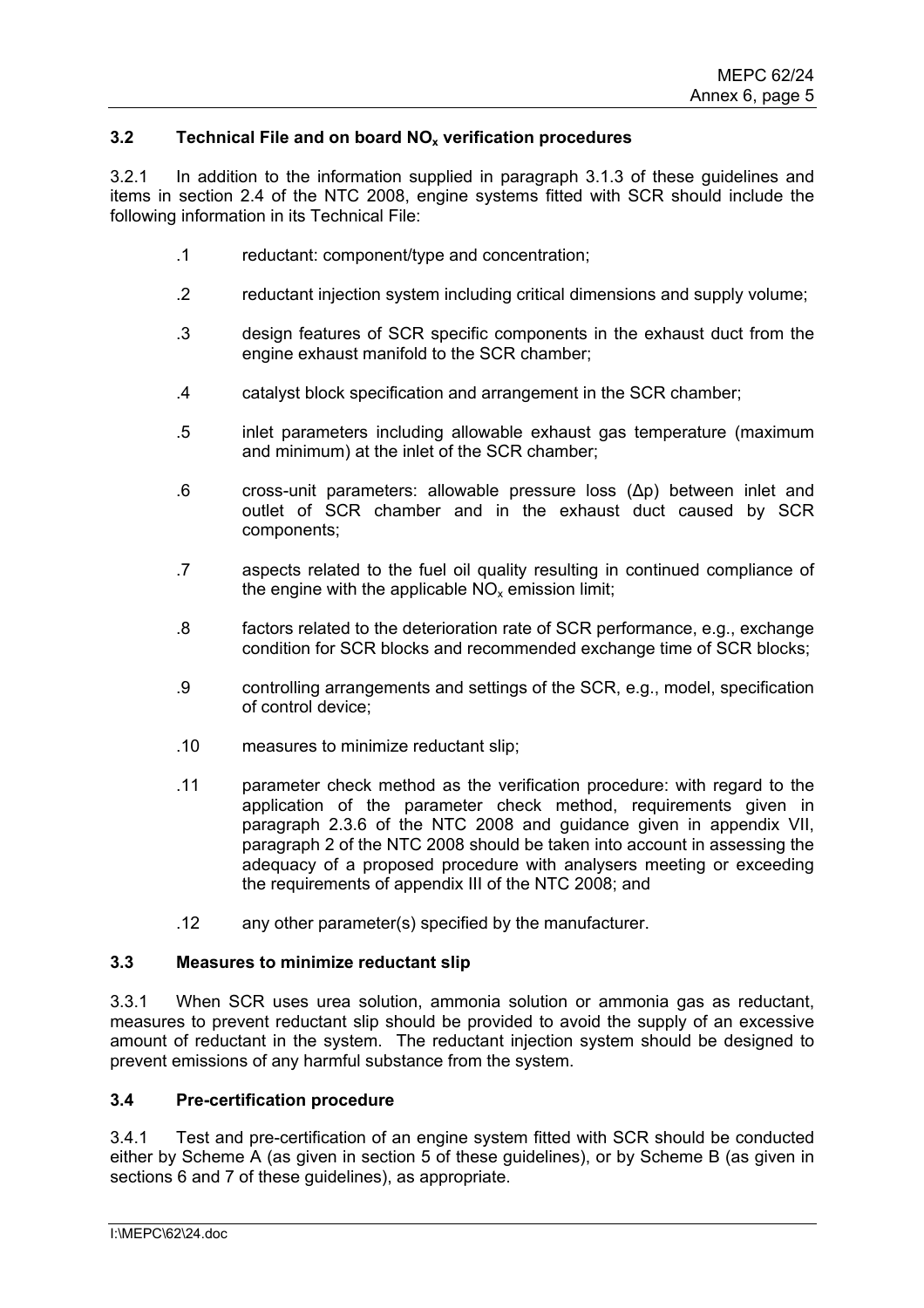### 3.2 Technical File and on board $NO_x$ verification procedures

3.2.1 In addition to the information supplied in paragraph 3.1.3 of these guidelines and items in section 2.4 of the NTC 2008, engine systems fitted with SCR should include the following information in its Technical File:

.1 reductant: component/type and concentration;

.2 reductant injection system including critical dimensions and supply volume;

.3 design features of SCR specific components in the exhaust duct from the engine exhaust manifold to the SCR chamber;

.4 catalyst block specification and arrangement in the SCR chamber;

.5 inlet parameters including allowable exhaust gas temperature (maximum and minimum) at the inlet of the SCR chamber;

.6 cross-unit parameters: allowable pressure loss ($\Delta p$) between inlet and outlet of SCR chamber and in the exhaust duct caused by SCR components;

.7 aspects related to the fuel oil quality resulting in continued compliance of the engine with the applicable $NO_x$ emission limit;

.8 factors related to the deterioration rate of SCR performance, e.g., exchange condition for SCR blocks and recommended exchange time of SCR blocks;

.9 controlling arrangements and settings of the SCR, e.g., model, specification of control device;

.10 measures to minimize reductant slip;

.11 parameter check method as the verification procedure: with regard to the application of the parameter check method, requirements given in paragraph 2.3.6 of the NTC 2008 and guidance given in appendix VII, paragraph 2 of the NTC 2008 should be taken into account in assessing the adequacy of a proposed procedure with analysers meeting or exceeding the requirements of appendix III of the NTC 2008; and

.12 any other parameter(s) specified by the manufacturer.

### 3.3 Measures to minimize reductant slip

3.3.1 When SCR uses urea solution, ammonia solution or ammonia gas as reductant, measures to prevent reductant slip should be provided to avoid the supply of an excessive amount of reductant in the system. The reductant injection system should be designed to prevent emissions of any harmful substance from the system.

### 3.4 Pre-certification procedure

3.4.1 Test and pre-certification of an engine system fitted with SCR should be conducted either by Scheme A (as given in section 5 of these guidelines), or by Scheme B (as given in sections 6 and 7 of these guidelines), as appropriate.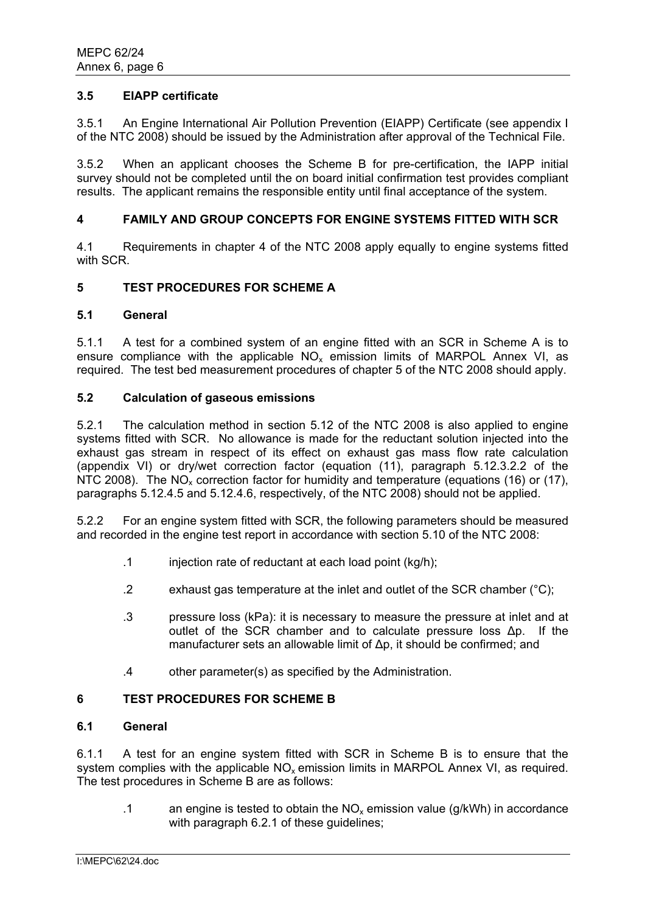### 3.5 EIAPP certificate

3.5.1 An Engine International Air Pollution Prevention (EIAPP) Certificate (see appendix I of the NTC 2008) should be issued by the Administration after approval of the Technical File.

3.5.2 When an applicant chooses the Scheme B for pre-certification, the IAPP initial survey should not be completed until the on board initial confirmation test provides compliant results. The applicant remains the responsible entity until final acceptance of the system.

## 4 FAMILY AND GROUP CONCEPTS FOR ENGINE SYSTEMS FITTED WITH SCR

4.1 Requirements in chapter 4 of the NTC 2008 apply equally to engine systems fitted with SCR.

## 5 TEST PROCEDURES FOR SCHEME A

### 5.1 General

5.1.1 A test for a combined system of an engine fitted with an SCR in Scheme A is to ensure compliance with the applicable $NO_x$ emission limits of MARPOL Annex VI, as required. The test bed measurement procedures of chapter 5 of the NTC 2008 should apply.

### 5.2 Calculation of gaseous emissions

5.2.1 The calculation method in section 5.12 of the NTC 2008 is also applied to engine systems fitted with SCR. No allowance is made for the reductant solution injected into the exhaust gas stream in respect of its effect on exhaust gas mass flow rate calculation (appendix VI) or dry/wet correction factor (equation (11), paragraph 5.12.3.2.2 of the NTC 2008). The $NO_x$ correction factor for humidity and temperature (equations (16) or (17), paragraphs 5.12.4.5 and 5.12.4.6, respectively, of the NTC 2008) should not be applied.

5.2.2 For an engine system fitted with SCR, the following parameters should be measured and recorded in the engine test report in accordance with section 5.10 of the NTC 2008:

.1 injection rate of reductant at each load point (kg/h);

.2 exhaust gas temperature at the inlet and outlet of the SCR chamber (°C);

.3 pressure loss (kPa): it is necessary to measure the pressure at inlet and at outlet of the SCR chamber and to calculate pressure loss $\Delta p$. If the manufacturer sets an allowable limit of $\Delta p$, it should be confirmed; and

.4 other parameter(s) as specified by the Administration.

## 6 TEST PROCEDURES FOR SCHEME B

### 6.1 General

6.1.1 A test for an engine system fitted with SCR in Scheme B is to ensure that the system complies with the applicable $NO_x$ emission limits in MARPOL Annex VI, as required. The test procedures in Scheme B are as follows:

.1 an engine is tested to obtain the $NO_x$ emission value (g/kWh) in accordance with paragraph 6.2.1 of these guidelines;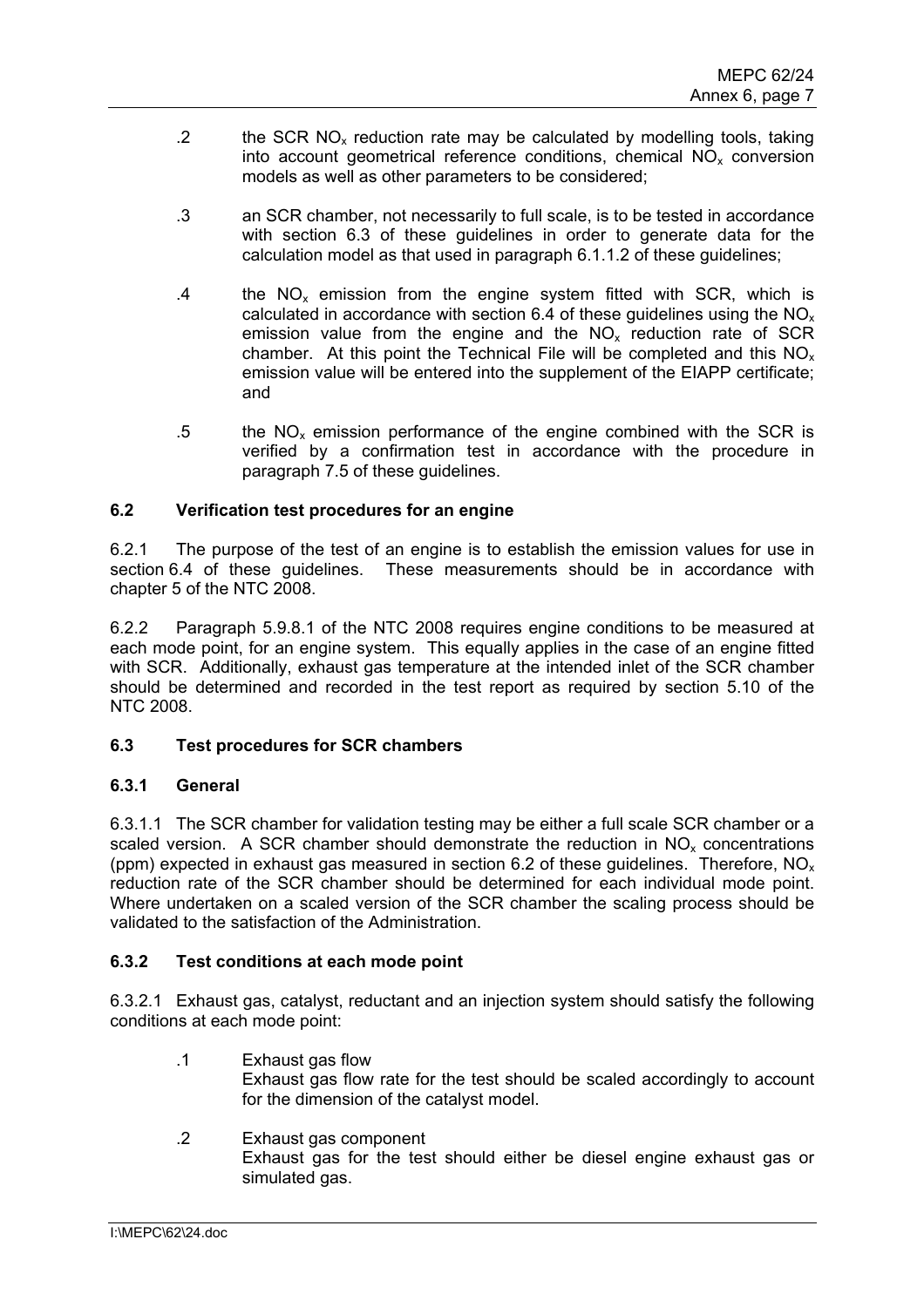.2 the SCR $NO_x$ reduction rate may be calculated by modelling tools, taking into account geometrical reference conditions, chemical $NO_x$ conversion models as well as other parameters to be considered;

.3 an SCR chamber, not necessarily to full scale, is to be tested in accordance with section 6.3 of these guidelines in order to generate data for the calculation model as that used in paragraph 6.1.1.2 of these guidelines;

.4 the $NO_x$ emission from the engine system fitted with SCR, which is calculated in accordance with section 6.4 of these guidelines using the $NO_x$ emission value from the engine and the $NO_x$ reduction rate of SCR chamber. At this point the Technical File will be completed and this $NO_x$ emission value will be entered into the supplement of the EIAPP certificate; and

.5 the $NO_x$ emission performance of the engine combined with the SCR is verified by a confirmation test in accordance with the procedure in paragraph 7.5 of these guidelines.

### 6.2 Verification test procedures for an engine

6.2.1 The purpose of the test of an engine is to establish the emission values for use in section 6.4 of these guidelines. These measurements should be in accordance with chapter 5 of the NTC 2008.

6.2.2 Paragraph 5.9.8.1 of the NTC 2008 requires engine conditions to be measured at each mode point, for an engine system. This equally applies in the case of an engine fitted with SCR. Additionally, exhaust gas temperature at the intended inlet of the SCR chamber should be determined and recorded in the test report as required by section 5.10 of the NTC 2008.

### 6.3 Test procedures for SCR chambers

#### 6.3.1 General

6.3.1.1 The SCR chamber for validation testing may be either a full scale SCR chamber or a scaled version. A SCR chamber should demonstrate the reduction in $NO_x$ concentrations (ppm) expected in exhaust gas measured in section 6.2 of these guidelines. Therefore, $NO_x$ reduction rate of the SCR chamber should be determined for each individual mode point. Where undertaken on a scaled version of the SCR chamber the scaling process should be validated to the satisfaction of the Administration.

#### 6.3.2 Test conditions at each mode point

6.3.2.1 Exhaust gas, catalyst, reductant and an injection system should satisfy the following conditions at each mode point:

.1 Exhaust gas flow
Exhaust gas flow rate for the test should be scaled accordingly to account for the dimension of the catalyst model.

.2 Exhaust gas component
Exhaust gas for the test should either be diesel engine exhaust gas or simulated gas.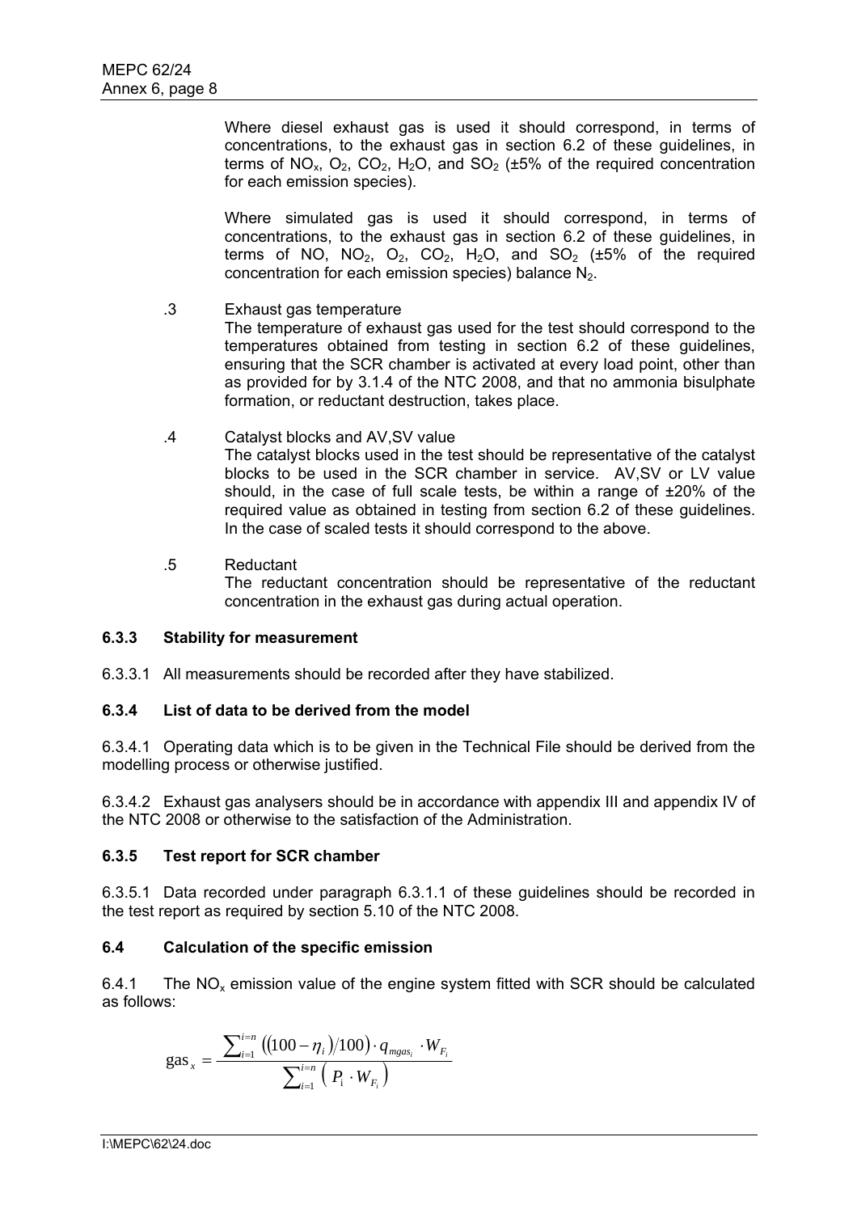Where diesel exhaust gas is used it should correspond, in terms of concentrations, to the exhaust gas in section 6.2 of these guidelines, in terms of $NO_x$, $O_2$, $CO_2$, $H_2O$, and $SO_2$ (±5% of the required concentration for each emission species).

Where simulated gas is used it should correspond, in terms of concentrations, to the exhaust gas in section 6.2 of these guidelines, in terms of NO, $NO_2$, $O_2$, $CO_2$, $H_2O$, and $SO_2$ (±5% of the required concentration for each emission species) balance $N_2$.

.3 Exhaust gas temperature
The temperature of exhaust gas used for the test should correspond to the temperatures obtained from testing in section 6.2 of these guidelines, ensuring that the SCR chamber is activated at every load point, other than as provided for by 3.1.4 of the NTC 2008, and that no ammonia bisulphate formation, or reductant destruction, takes place.

.4 Catalyst blocks and AV,SV value
The catalyst blocks used in the test should be representative of the catalyst blocks to be used in the SCR chamber in service. AV,SV or LV value should, in the case of full scale tests, be within a range of ±20% of the required value as obtained in testing from section 6.2 of these guidelines. In the case of scaled tests it should correspond to the above.

.5 Reductant
The reductant concentration should be representative of the reductant concentration in the exhaust gas during actual operation.

### 6.3.3 Stability for measurement

6.3.3.1 All measurements should be recorded after they have stabilized.

### 6.3.4 List of data to be derived from the model

6.3.4.1 Operating data which is to be given in the Technical File should be derived from the modelling process or otherwise justified.

6.3.4.2 Exhaust gas analysers should be in accordance with appendix III and appendix IV of the NTC 2008 or otherwise to the satisfaction of the Administration.

### 6.3.5 Test report for SCR chamber

6.3.5.1 Data recorded under paragraph 6.3.1.1 of these guidelines should be recorded in the test report as required by section 5.10 of the NTC 2008.

### 6.4 Calculation of the specific emission

6.4.1 The $NO_x$ emission value of the engine system fitted with SCR should be calculated as follows:

$$\text{gas}_x = \frac{\sum_{i=1}^{i=n} \left((100-\eta_i)/100\right) \cdot q_{mgas_i} \cdot W_{F_i}}{\sum_{i=1}^{i=n} \left( P_i \cdot W_{F_i} \right)}$$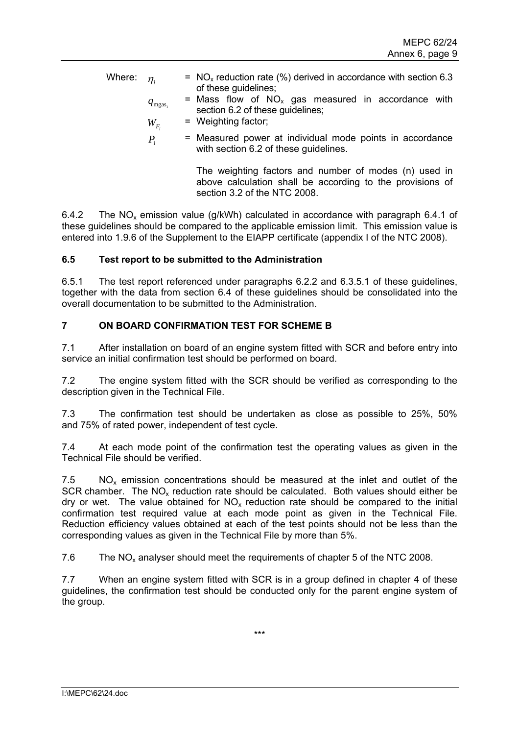Where: $\eta_i$ = $NO_x$ reduction rate (%) derived in accordance with section 6.3 of these guidelines;

$q_{mgas_i}$ = Mass flow of $NO_x$ gas measured in accordance with section 6.2 of these guidelines;

$W_{F_i}$ = Weighting factor;

$P_i$ = Measured power at individual mode points in accordance with section 6.2 of these guidelines.

The weighting factors and number of modes (n) used in above calculation shall be according to the provisions of section 3.2 of the NTC 2008.

6.4.2 The $NO_x$ emission value (g/kWh) calculated in accordance with paragraph 6.4.1 of these guidelines should be compared to the applicable emission limit. This emission value is entered into 1.9.6 of the Supplement to the EIAPP certificate (appendix I of the NTC 2008).

### 6.5 Test report to be submitted to the Administration

6.5.1 The test report referenced under paragraphs 6.2.2 and 6.3.5.1 of these guidelines, together with the data from section 6.4 of these guidelines should be consolidated into the overall documentation to be submitted to the Administration.

## 7 ON BOARD CONFIRMATION TEST FOR SCHEME B

7.1 After installation on board of an engine system fitted with SCR and before entry into service an initial confirmation test should be performed on board.

7.2 The engine system fitted with the SCR should be verified as corresponding to the description given in the Technical File.

7.3 The confirmation test should be undertaken as close as possible to 25%, 50% and 75% of rated power, independent of test cycle.

7.4 At each mode point of the confirmation test the operating values as given in the Technical File should be verified.

7.5 $NO_x$ emission concentrations should be measured at the inlet and outlet of the SCR chamber. The $NO_x$ reduction rate should be calculated. Both values should either be dry or wet. The value obtained for $NO_x$ reduction rate should be compared to the initial confirmation test required value at each mode point as given in the Technical File. Reduction efficiency values obtained at each of the test points should not be less than the corresponding values as given in the Technical File by more than 5%.

7.6 The $NO_x$ analyser should meet the requirements of chapter 5 of the NTC 2008.

7.7 When an engine system fitted with SCR is in a group defined in chapter 4 of these guidelines, the confirmation test should be conducted only for the parent engine system of the group.

***